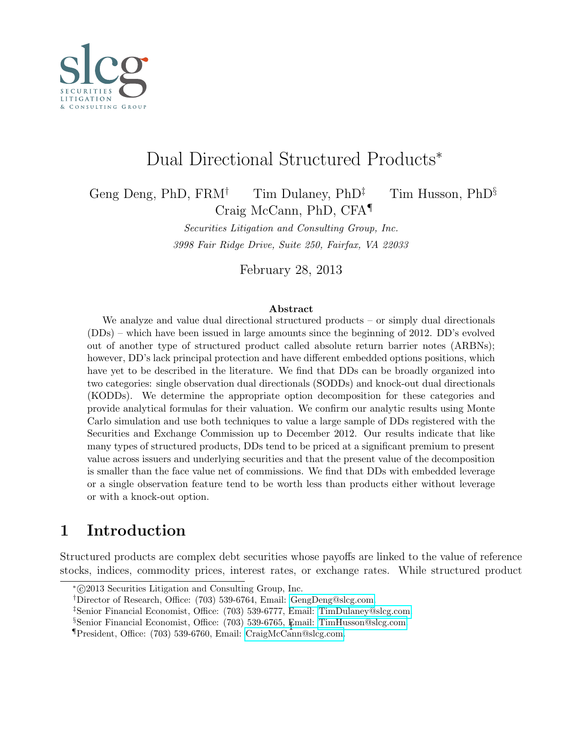# Dual Directional Structured Products*

Geng Deng, PhD, FRM† Tim Dulaney, PhD‡ Tim Husson, PhD§
Craig McCann, PhD, CFA¶

*Securities Litigation and Consulting Group, Inc.*
*3998 Fair Ridge Drive, Suite 250, Fairfax, VA 22033*

February 28, 2013

**Abstract**

We analyze and value dual directional structured products – or simply dual directionals (DDs) – which have been issued in large amounts since the beginning of 2012. DD's evolved out of another type of structured product called absolute return barrier notes (ARBNs); however, DD's lack principal protection and have different embedded options positions, which have yet to be described in the literature. We find that DDs can be broadly organized into two categories: single observation dual directionals (SODDs) and knock-out dual directionals (KODDs). We determine the appropriate option decomposition for these categories and provide analytical formulas for their valuation. We confirm our analytic results using Monte Carlo simulation and use both techniques to value a large sample of DDs registered with the Securities and Exchange Commission up to December 2012. Our results indicate that like many types of structured products, DDs tend to be priced at a significant premium to present value across issuers and underlying securities and that the present value of the decomposition is smaller than the face value net of commissions. We find that DDs with embedded leverage or a single observation feature tend to be worth less than products either without leverage or with a knock-out option.

## 1 Introduction

Structured products are complex debt securities whose payoffs are linked to the value of reference stocks, indices, commodity prices, interest rates, or exchange rates. While structured product

*©2013 Securities Litigation and Consulting Group, Inc.
†Director of Research, Office: (703) 539-6764, Email: GengDeng@slcg.com.
‡Senior Financial Economist, Office: (703) 539-6777, Email: TimDulaney@slcg.com.
§Senior Financial Economist, Office: (703) 539-6765, Email: TimHusson@slcg.com.
¶President, Office: (703) 539-6760, Email: CraigMcCann@slcg.com.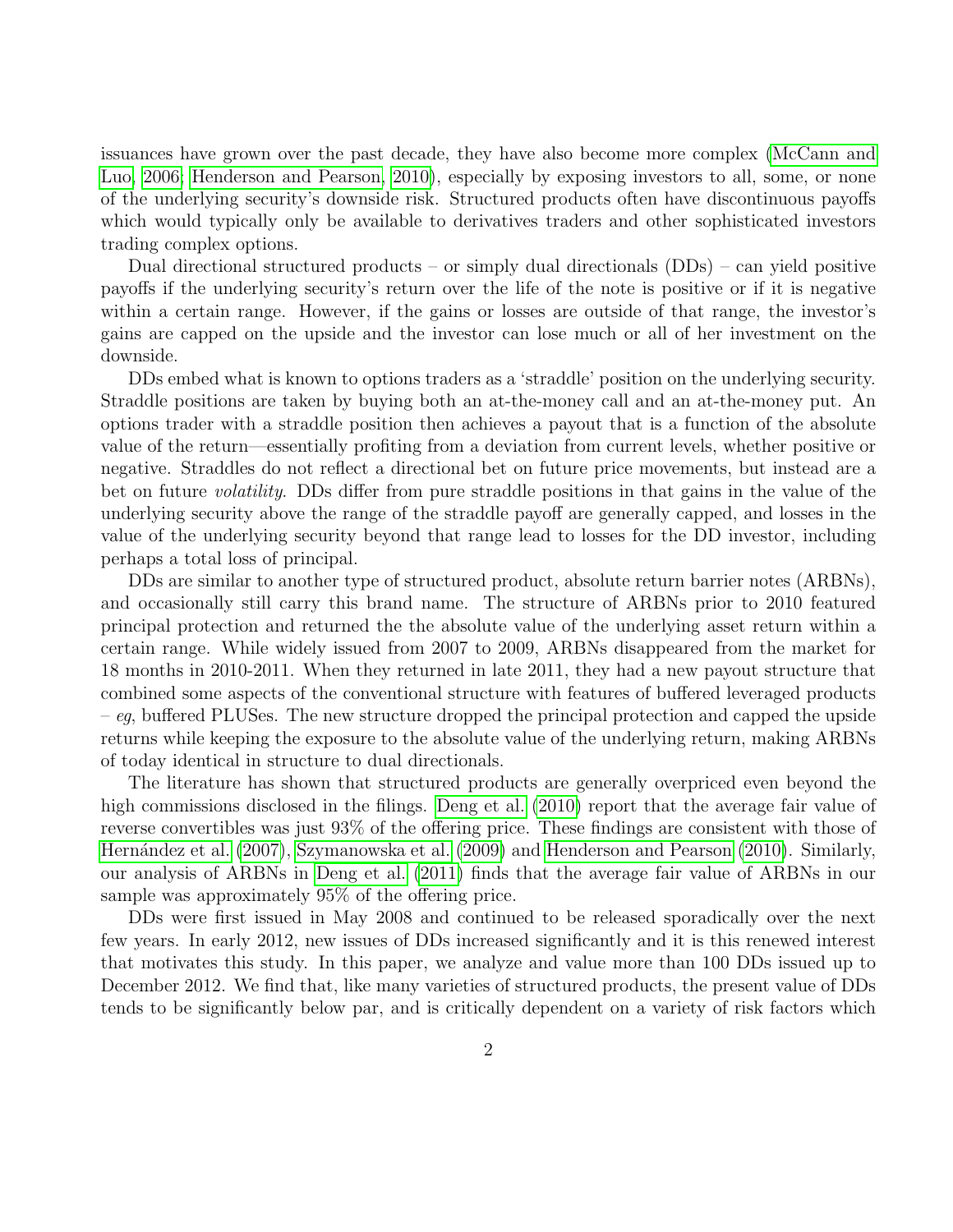issuances have grown over the past decade, they have also become more complex (McCann and Luo, 2006; Henderson and Pearson, 2010), especially by exposing investors to all, some, or none of the underlying security's downside risk. Structured products often have discontinuous payoffs which would typically only be available to derivatives traders and other sophisticated investors trading complex options.

Dual directional structured products – or simply dual directionals (DDs) – can yield positive payoffs if the underlying security's return over the life of the note is positive or if it is negative within a certain range. However, if the gains or losses are outside of that range, the investor's gains are capped on the upside and the investor can lose much or all of her investment on the downside.

DDs embed what is known to options traders as a 'straddle' position on the underlying security. Straddle positions are taken by buying both an at-the-money call and an at-the-money put. An options trader with a straddle position then achieves a payout that is a function of the absolute value of the return—essentially profiting from a deviation from current levels, whether positive or negative. Straddles do not reflect a directional bet on future price movements, but instead are a bet on future *volatility*. DDs differ from pure straddle positions in that gains in the value of the underlying security above the range of the straddle payoff are generally capped, and losses in the value of the underlying security beyond that range lead to losses for the DD investor, including perhaps a total loss of principal.

DDs are similar to another type of structured product, absolute return barrier notes (ARBNs), and occasionally still carry this brand name. The structure of ARBNs prior to 2010 featured principal protection and returned the the absolute value of the underlying asset return within a certain range. While widely issued from 2007 to 2009, ARBNs disappeared from the market for 18 months in 2010-2011. When they returned in late 2011, they had a new payout structure that combined some aspects of the conventional structure with features of buffered leveraged products – *eg*, buffered PLUSes. The new structure dropped the principal protection and capped the upside returns while keeping the exposure to the absolute value of the underlying return, making ARBNs of today identical in structure to dual directionals.

The literature has shown that structured products are generally overpriced even beyond the high commissions disclosed in the filings. Deng et al. (2010) report that the average fair value of reverse convertibles was just 93% of the offering price. These findings are consistent with those of Hernández et al. (2007), Szymanowska et al. (2009) and Henderson and Pearson (2010). Similarly, our analysis of ARBNs in Deng et al. (2011) finds that the average fair value of ARBNs in our sample was approximately 95% of the offering price.

DDs were first issued in May 2008 and continued to be released sporadically over the next few years. In early 2012, new issues of DDs increased significantly and it is this renewed interest that motivates this study. In this paper, we analyze and value more than 100 DDs issued up to December 2012. We find that, like many varieties of structured products, the present value of DDs tends to be significantly below par, and is critically dependent on a variety of risk factors which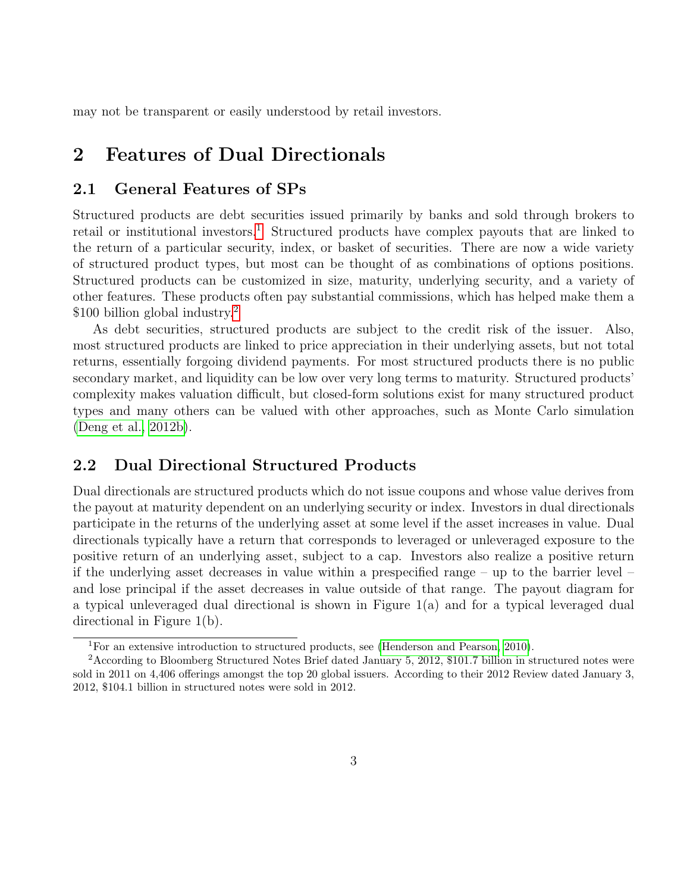may not be transparent or easily understood by retail investors.

# 2 Features of Dual Directionals

## 2.1 General Features of SPs

Structured products are debt securities issued primarily by banks and sold through brokers to retail or institutional investors.[1] Structured products have complex payouts that are linked to the return of a particular security, index, or basket of securities. There are now a wide variety of structured product types, but most can be thought of as combinations of options positions. Structured products can be customized in size, maturity, underlying security, and a variety of other features. These products often pay substantial commissions, which has helped make them a $100 billion global industry.[2]

As debt securities, structured products are subject to the credit risk of the issuer. Also, most structured products are linked to price appreciation in their underlying assets, but not total returns, essentially forgoing dividend payments. For most structured products there is no public secondary market, and liquidity can be low over very long terms to maturity. Structured products' complexity makes valuation difficult, but closed-form solutions exist for many structured product types and many others can be valued with other approaches, such as Monte Carlo simulation (Deng et al., 2012b).

## 2.2 Dual Directional Structured Products

Dual directionals are structured products which do not issue coupons and whose value derives from the payout at maturity dependent on an underlying security or index. Investors in dual directionals participate in the returns of the underlying asset at some level if the asset increases in value. Dual directionals typically have a return that corresponds to leveraged or unleveraged exposure to the positive return of an underlying asset, subject to a cap. Investors also realize a positive return if the underlying asset decreases in value within a prespecified range – up to the barrier level – and lose principal if the asset decreases in value outside of that range. The payout diagram for a typical unleveraged dual directional is shown in Figure 1(a) and for a typical leveraged dual directional in Figure 1(b).

---

[1] For an extensive introduction to structured products, see (Henderson and Pearson, 2010).

[2] According to Bloomberg Structured Notes Brief dated January 5, 2012, $101.7 billion in structured notes were sold in 2011 on 4,406 offerings amongst the top 20 global issuers. According to their 2012 Review dated January 3, 2012, $104.1 billion in structured notes were sold in 2012.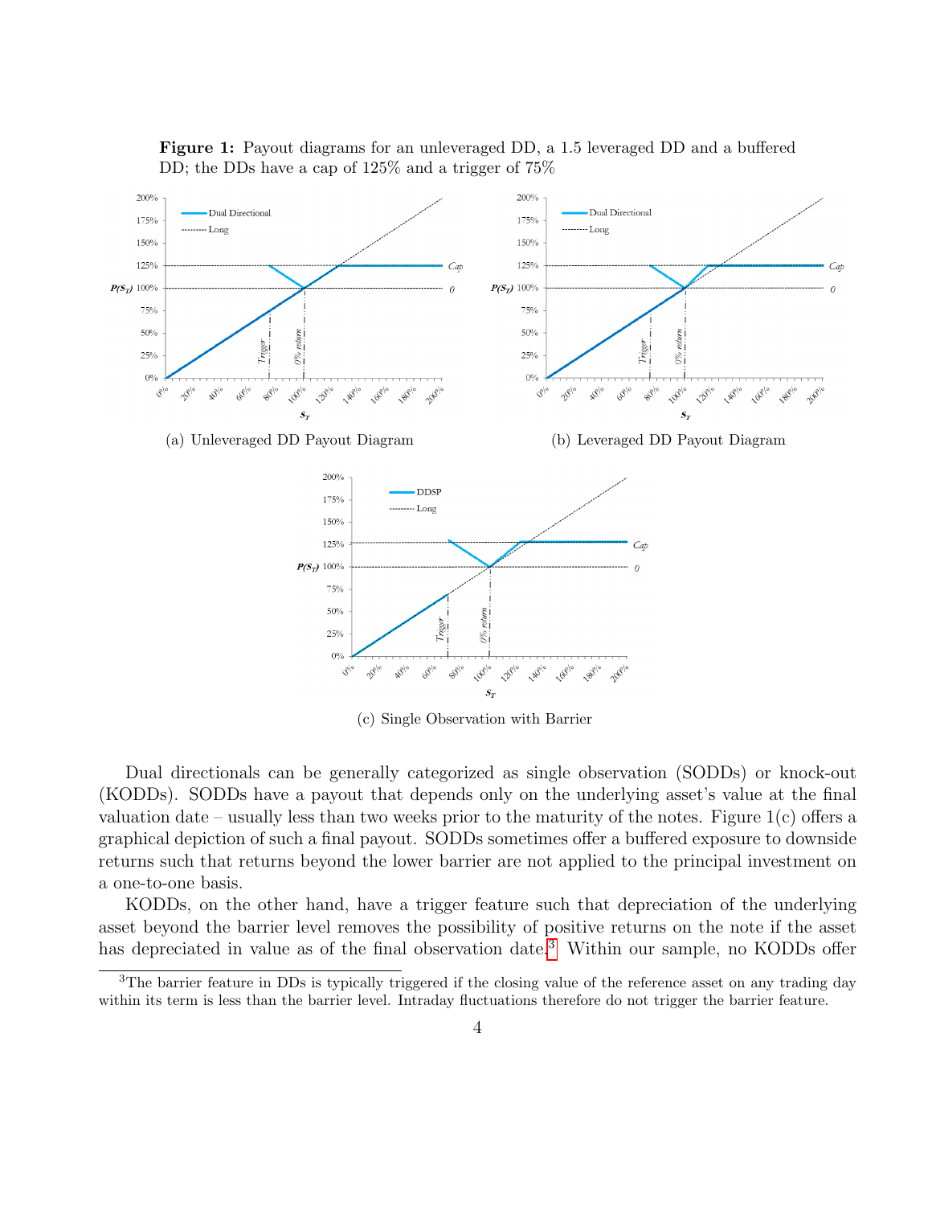**Figure 1:** Payout diagrams for an unleveraged DD, a 1.5 leveraged DD and a buffered DD; the DDs have a cap of 125% and a trigger of 75%

(a) Unleveraged DD Payout Diagram

(b) Leveraged DD Payout Diagram

(c) Single Observation with Barrier

Dual directionals can be generally categorized as single observation (SODDs) or knock-out (KODDs). SODDs have a payout that depends only on the underlying asset's value at the final valuation date – usually less than two weeks prior to the maturity of the notes. Figure 1(c) offers a graphical depiction of such a final payout. SODDs sometimes offer a buffered exposure to downside returns such that returns beyond the lower barrier are not applied to the principal investment on a one-to-one basis.

KODDs, on the other hand, have a trigger feature such that depreciation of the underlying asset beyond the barrier level removes the possibility of positive returns on the note if the asset has depreciated in value as of the final observation date.[3] Within our sample, no KODDs offer

[3] The barrier feature in DDs is typically triggered if the closing value of the reference asset on any trading day within its term is less than the barrier level. Intraday fluctuations therefore do not trigger the barrier feature.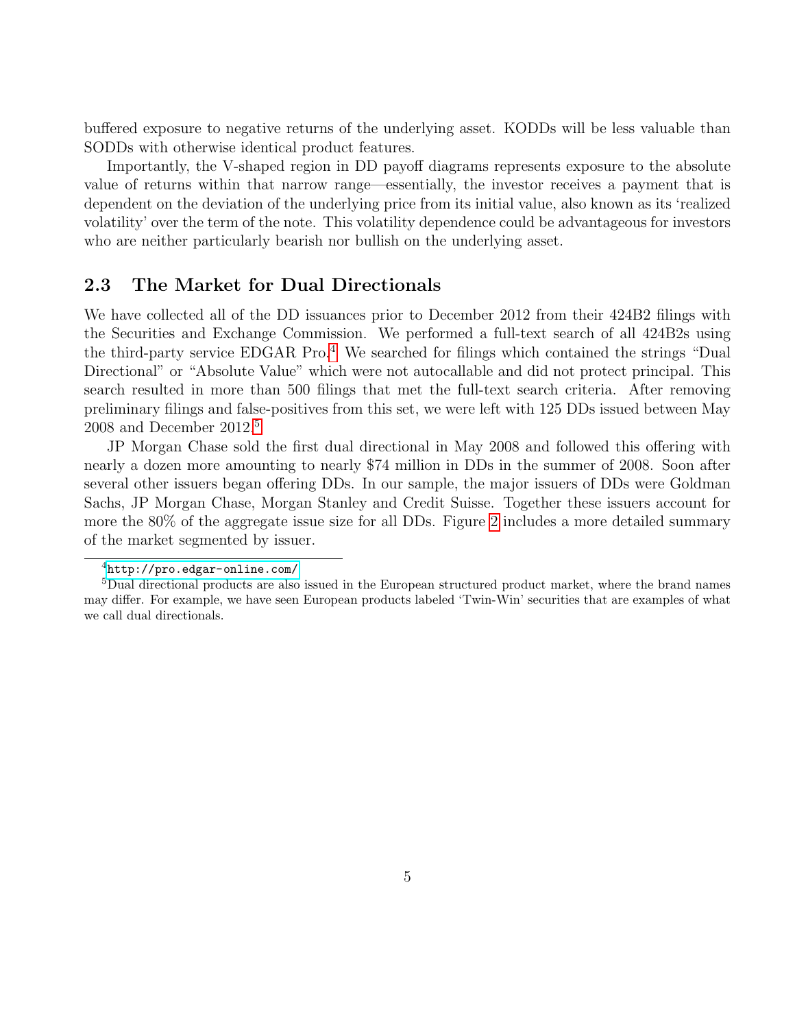buffered exposure to negative returns of the underlying asset. KODDs will be less valuable than SODDs with otherwise identical product features.

Importantly, the V-shaped region in DD payoff diagrams represents exposure to the absolute value of returns within that narrow range—essentially, the investor receives a payment that is dependent on the deviation of the underlying price from its initial value, also known as its 'realized volatility' over the term of the note. This volatility dependence could be advantageous for investors who are neither particularly bearish nor bullish on the underlying asset.

## 2.3 The Market for Dual Directionals

We have collected all of the DD issuances prior to December 2012 from their 424B2 filings with the Securities and Exchange Commission. We performed a full-text search of all 424B2s using the third-party service EDGAR Pro.[4] We searched for filings which contained the strings "Dual Directional" or "Absolute Value" which were not autocallable and did not protect principal. This search resulted in more than 500 filings that met the full-text search criteria. After removing preliminary filings and false-positives from this set, we were left with 125 DDs issued between May 2008 and December 2012.[5]

JP Morgan Chase sold the first dual directional in May 2008 and followed this offering with nearly a dozen more amounting to nearly \$74 million in DDs in the summer of 2008. Soon after several other issuers began offering DDs. In our sample, the major issuers of DDs were Goldman Sachs, JP Morgan Chase, Morgan Stanley and Credit Suisse. Together these issuers account for more the 80% of the aggregate issue size for all DDs. Figure 2 includes a more detailed summary of the market segmented by issuer.

[4] http://pro.edgar-online.com/

[5] Dual directional products are also issued in the European structured product market, where the brand names may differ. For example, we have seen European products labeled 'Twin-Win' securities that are examples of what we call dual directionals.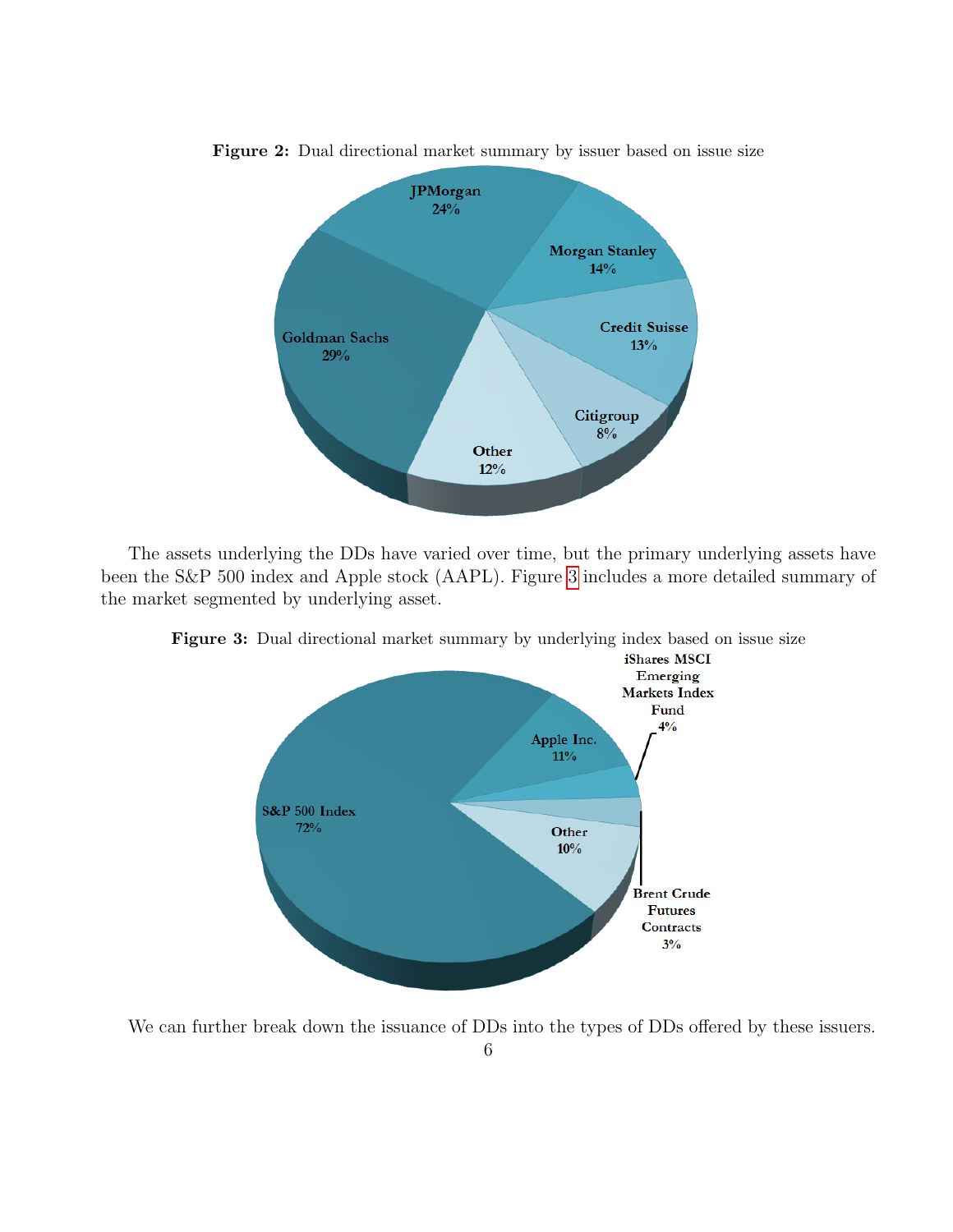**Figure 2:** Dual directional market summary by issuer based on issue size

The assets underlying the DDs have varied over time, but the primary underlying assets have been the S&P 500 index and Apple stock (AAPL). Figure 3 includes a more detailed summary of the market segmented by underlying asset.

**Figure 3:** Dual directional market summary by underlying index based on issue size

We can further break down the issuance of DDs into the types of DDs offered by these issuers.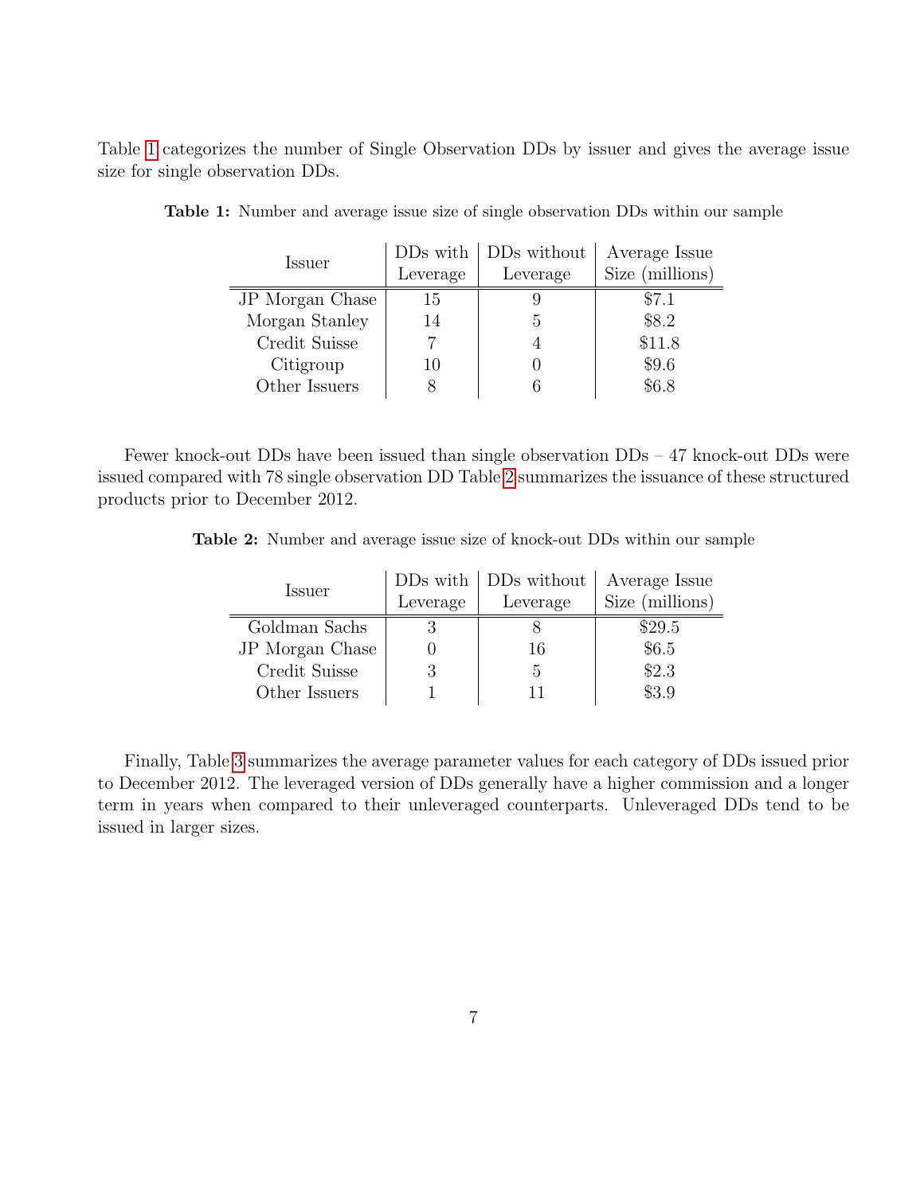Table 1 categorizes the number of Single Observation DDs by issuer and gives the average issue size for single observation DDs.

**Table 1:** Number and average issue size of single observation DDs within our sample

| Issuer | DDs with Leverage | DDs without Leverage | Average Issue Size (millions) |
|---|---|---|---|
| JP Morgan Chase | 15 | 9 | \$7.1 |
| Morgan Stanley | 14 | 5 | \$8.2 |
| Credit Suisse | 7 | 4 | \$11.8 |
| Citigroup | 10 | 0 | \$9.6 |
| Other Issuers | 8 | 6 | \$6.8 |

Fewer knock-out DDs have been issued than single observation DDs – 47 knock-out DDs were issued compared with 78 single observation DD Table 2 summarizes the issuance of these structured products prior to December 2012.

**Table 2:** Number and average issue size of knock-out DDs within our sample

| Issuer | DDs with Leverage | DDs without Leverage | Average Issue Size (millions) |
|---|---|---|---|
| Goldman Sachs | 3 | 8 | \$29.5 |
| JP Morgan Chase | 0 | 16 | \$6.5 |
| Credit Suisse | 3 | 5 | \$2.3 |
| Other Issuers | 1 | 11 | \$3.9 |

Finally, Table 3 summarizes the average parameter values for each category of DDs issued prior to December 2012. The leveraged version of DDs generally have a higher commission and a longer term in years when compared to their unleveraged counterparts. Unleveraged DDs tend to be issued in larger sizes.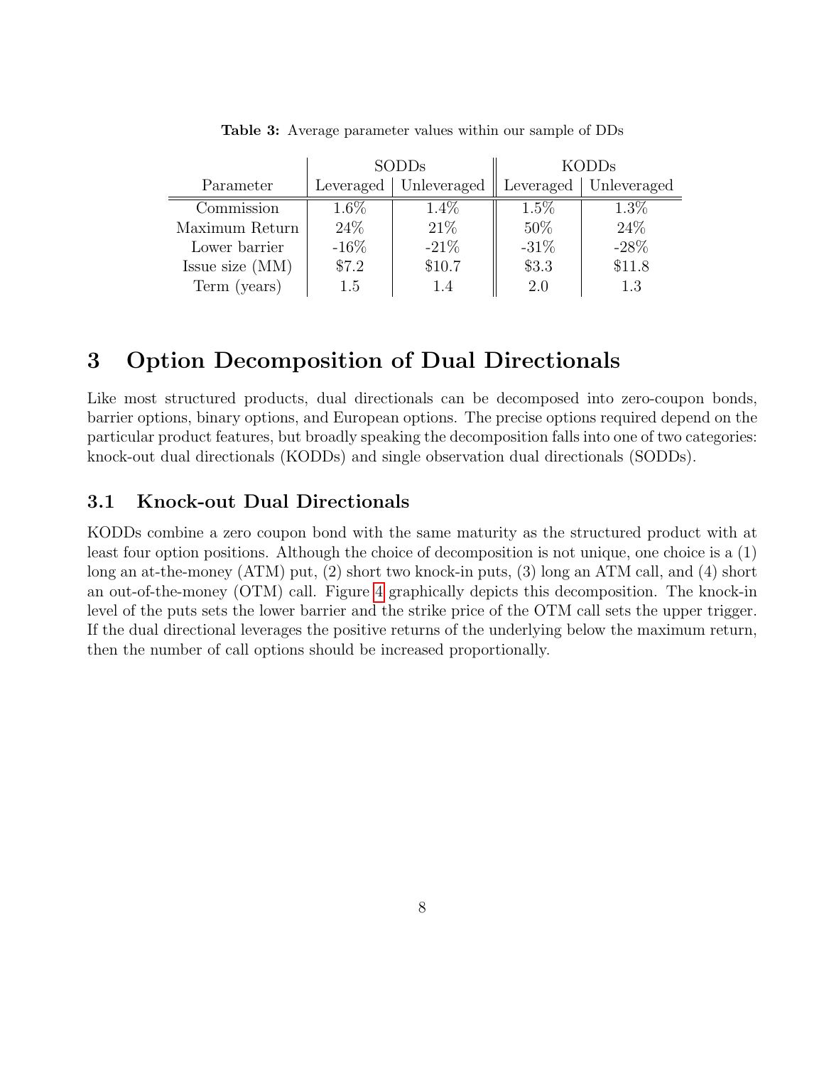**Table 3:** Average parameter values within our sample of DDs

| Parameter | SODDs | | KODDs | |
|---|---|---|---|---|
| | Leveraged | Unleveraged | Leveraged | Unleveraged |
| Commission | 1.6% | 1.4% | 1.5% | 1.3% |
| Maximum Return | 24% | 21% | 50% | 24% |
| Lower barrier | -16% | -21% | -31% | -28% |
| Issue size (MM) | $7.2 | $10.7 | $3.3 | $11.8 |
| Term (years) | 1.5 | 1.4 | 2.0 | 1.3 |

# 3 Option Decomposition of Dual Directionals

Like most structured products, dual directionals can be decomposed into zero-coupon bonds, barrier options, binary options, and European options. The precise options required depend on the particular product features, but broadly speaking the decomposition falls into one of two categories: knock-out dual directionals (KODDs) and single observation dual directionals (SODDs).

## 3.1 Knock-out Dual Directionals

KODDs combine a zero coupon bond with the same maturity as the structured product with at least four option positions. Although the choice of decomposition is not unique, one choice is a (1) long an at-the-money (ATM) put, (2) short two knock-in puts, (3) long an ATM call, and (4) short an out-of-the-money (OTM) call. Figure 4 graphically depicts this decomposition. The knock-in level of the puts sets the lower barrier and the strike price of the OTM call sets the upper trigger. If the dual directional leverages the positive returns of the underlying below the maximum return, then the number of call options should be increased proportionally.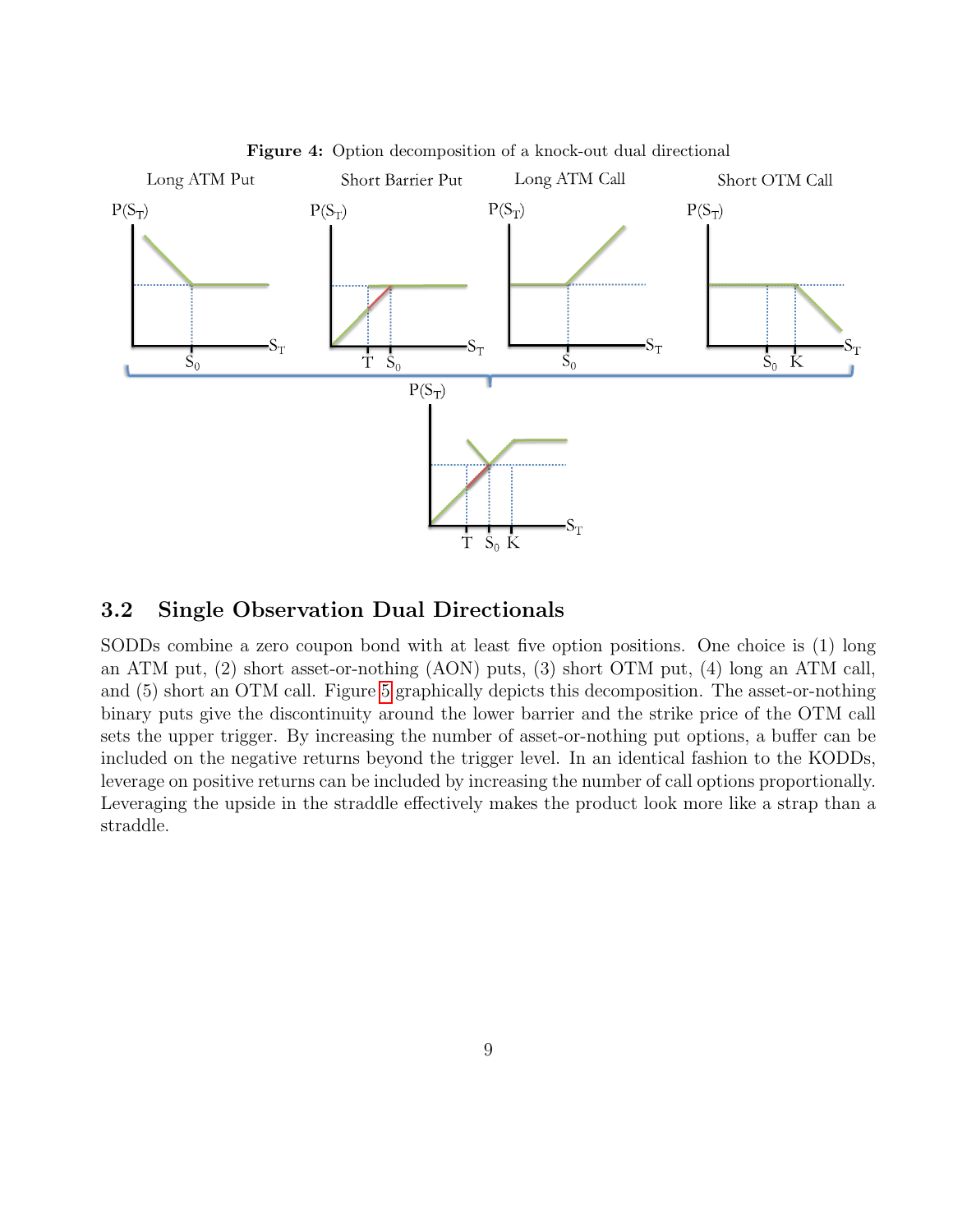**Figure 4:** Option decomposition of a knock-out dual directional

## 3.2 Single Observation Dual Directionals

SODDs combine a zero coupon bond with at least five option positions. One choice is (1) long an ATM put, (2) short asset-or-nothing (AON) puts, (3) short OTM put, (4) long an ATM call, and (5) short an OTM call. Figure 5 graphically depicts this decomposition. The asset-or-nothing binary puts give the discontinuity around the lower barrier and the strike price of the OTM call sets the upper trigger. By increasing the number of asset-or-nothing put options, a buffer can be included on the negative returns beyond the trigger level. In an identical fashion to the KODDs, leverage on positive returns can be included by increasing the number of call options proportionally. Leveraging the upside in the straddle effectively makes the product look more like a strap than a straddle.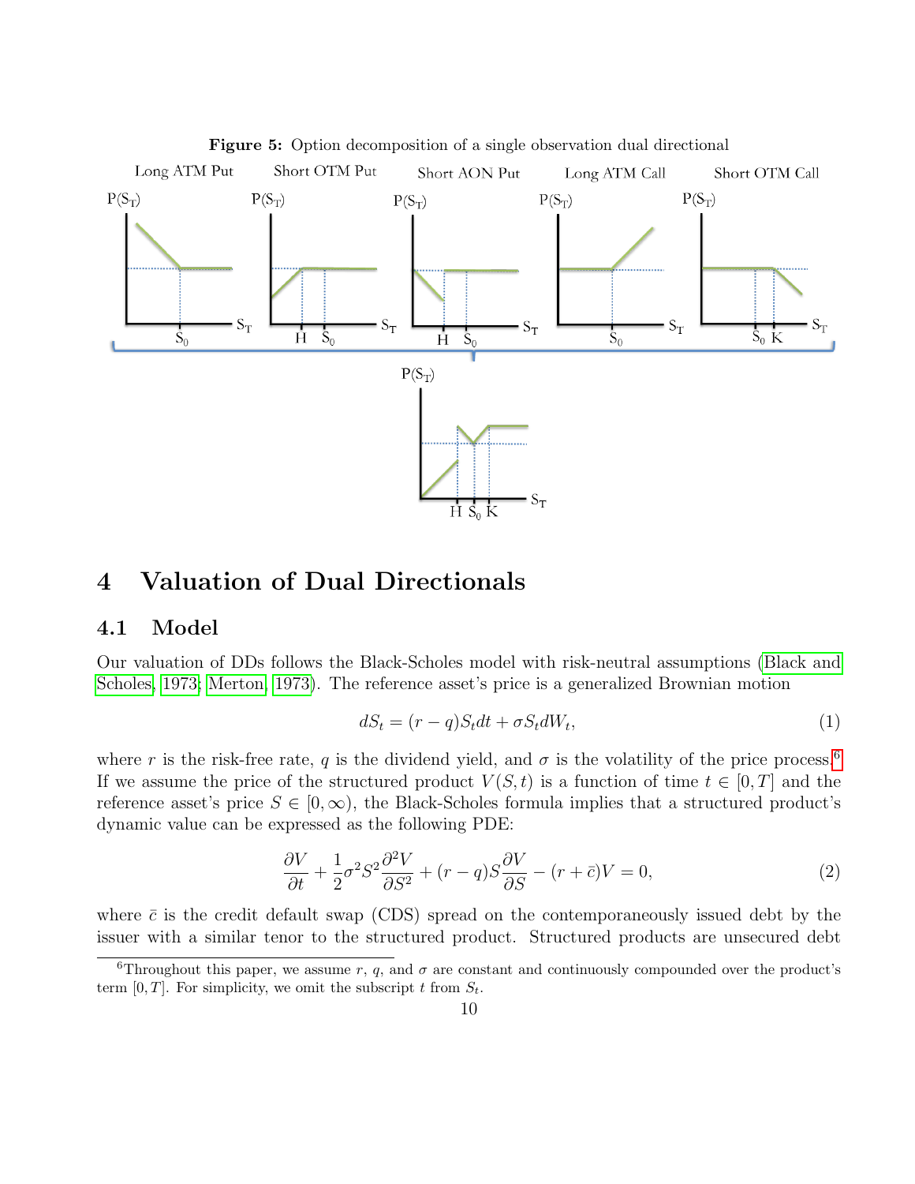**Figure 5:** Option decomposition of a single observation dual directional

# 4 Valuation of Dual Directionals

## 4.1 Model

Our valuation of DDs follows the Black-Scholes model with risk-neutral assumptions (Black and Scholes, 1973; Merton, 1973). The reference asset's price is a generalized Brownian motion

$$dS_t = (r - q)S_t dt + \sigma S_t dW_t, \tag{1}$$

where $r$ is the risk-free rate, $q$ is the dividend yield, and $\sigma$ is the volatility of the price process.[6] If we assume the price of the structured product $V(S,t)$ is a function of time $t \in [0,T]$ and the reference asset's price $S \in [0,\infty)$, the Black-Scholes formula implies that a structured product's dynamic value can be expressed as the following PDE:

$$\frac{\partial V}{\partial t} + \frac{1}{2}\sigma^2 S^2 \frac{\partial^2 V}{\partial S^2} + (r-q)S\frac{\partial V}{\partial S} - (r + \bar{c})V = 0, \tag{2}$$

where $\bar{c}$ is the credit default swap (CDS) spread on the contemporaneously issued debt by the issuer with a similar tenor to the structured product. Structured products are unsecured debt

[6] Throughout this paper, we assume $r$, $q$, and $\sigma$ are constant and continuously compounded over the product's term $[0,T]$. For simplicity, we omit the subscript $t$ from $S_t$.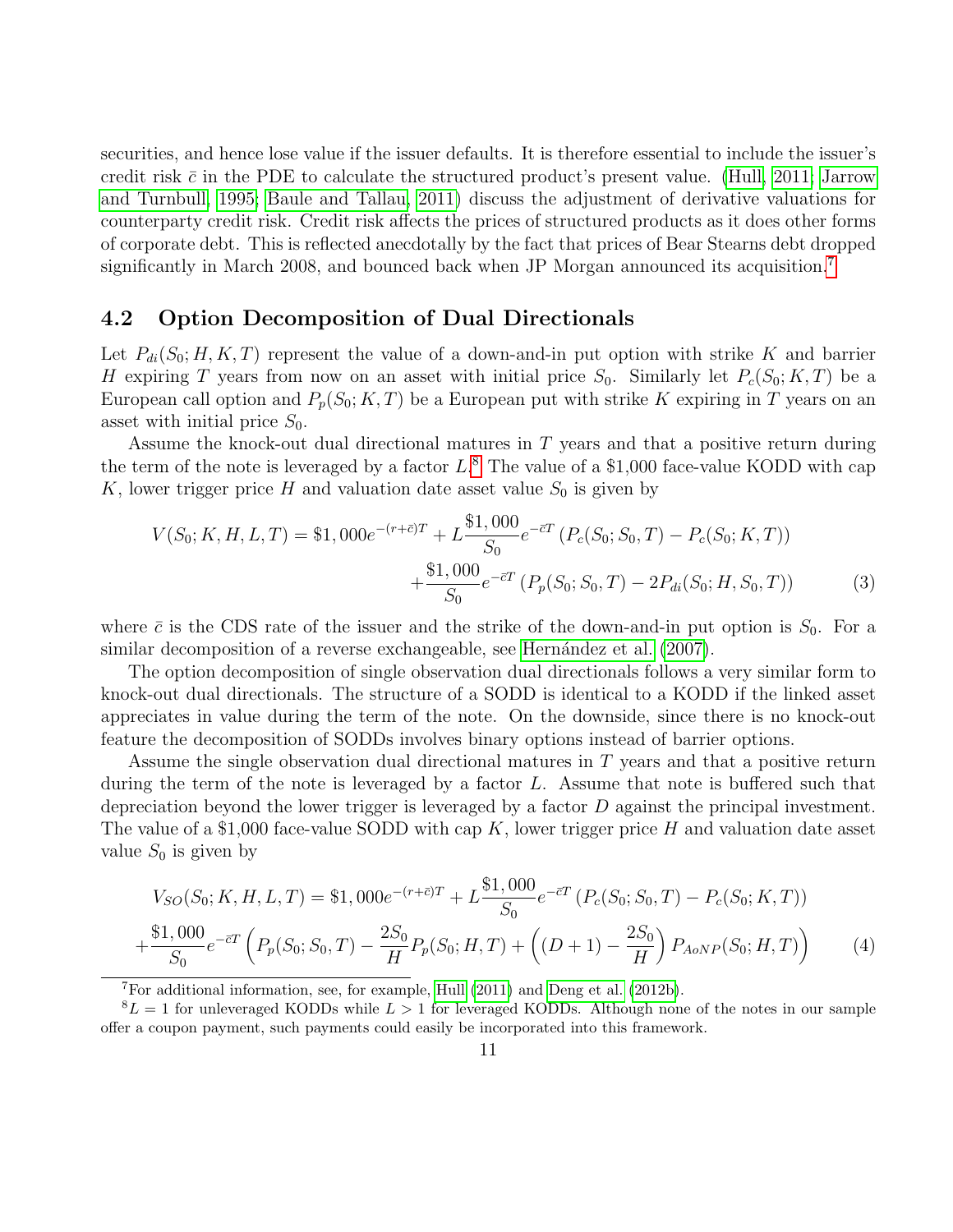securities, and hence lose value if the issuer defaults. It is therefore essential to include the issuer's credit risk $\bar{c}$ in the PDE to calculate the structured product's present value. (Hull, 2011; Jarrow and Turnbull, 1995; Baule and Tallau, 2011) discuss the adjustment of derivative valuations for counterparty credit risk. Credit risk affects the prices of structured products as it does other forms of corporate debt. This is reflected anecdotally by the fact that prices of Bear Stearns debt dropped significantly in March 2008, and bounced back when JP Morgan announced its acquisition.[7]

## 4.2 Option Decomposition of Dual Directionals

Let $P_{di}(S_0; H, K, T)$ represent the value of a down-and-in put option with strike $K$ and barrier $H$ expiring $T$ years from now on an asset with initial price $S_0$. Similarly let $P_c(S_0; K, T)$ be a European call option and $P_p(S_0; K, T)$ be a European put with strike $K$ expiring in $T$ years on an asset with initial price $S_0$.

Assume the knock-out dual directional matures in $T$ years and that a positive return during the term of the note is leveraged by a factor $L$.[8] The value of a \$1,000 face-value KODD with cap $K$, lower trigger price $H$ and valuation date asset value $S_0$ is given by

$$
\begin{aligned}
V(S_0; K, H, L, T) = \$1,000e^{-(r+\bar{c})T} + L\frac{\$1,000}{S_0}e^{-\bar{c}T}\left(P_c(S_0; S_0, T) - P_c(S_0; K, T)\right) \\
+\frac{\$1,000}{S_0}e^{-\bar{c}T}\left(P_p(S_0; S_0, T) - 2P_{di}(S_0; H, S_0, T)\right) \qquad (3)
\end{aligned}
$$

where $\bar{c}$ is the CDS rate of the issuer and the strike of the down-and-in put option is $S_0$. For a similar decomposition of a reverse exchangeable, see Hernández et al. (2007).

The option decomposition of single observation dual directionals follows a very similar form to knock-out dual directionals. The structure of a SODD is identical to a KODD if the linked asset appreciates in value during the term of the note. On the downside, since there is no knock-out feature the decomposition of SODDs involves binary options instead of barrier options.

Assume the single observation dual directional matures in $T$ years and that a positive return during the term of the note is leveraged by a factor $L$. Assume that note is buffered such that depreciation beyond the lower trigger is leveraged by a factor $D$ against the principal investment. The value of a \$1,000 face-value SODD with cap $K$, lower trigger price $H$ and valuation date asset value $S_0$ is given by

$$
\begin{aligned}
V_{SO}(S_0; K, H, L, T) = \$1,000e^{-(r+\bar{c})T} + L\frac{\$1,000}{S_0}e^{-\bar{c}T}\left(P_c(S_0; S_0, T) - P_c(S_0; K, T)\right) \\
+\frac{\$1,000}{S_0}e^{-\bar{c}T}\left(P_p(S_0; S_0, T) - \frac{2S_0}{H}P_p(S_0; H, T) + \left((D+1) - \frac{2S_0}{H}\right)P_{AoNP}(S_0; H, T)\right) \qquad (4)
\end{aligned}
$$

[7] For additional information, see, for example, Hull (2011) and Deng et al. (2012b).

[8] $L = 1$ for unleveraged KODDs while $L > 1$ for leveraged KODDs. Although none of the notes in our sample offer a coupon payment, such payments could easily be incorporated into this framework.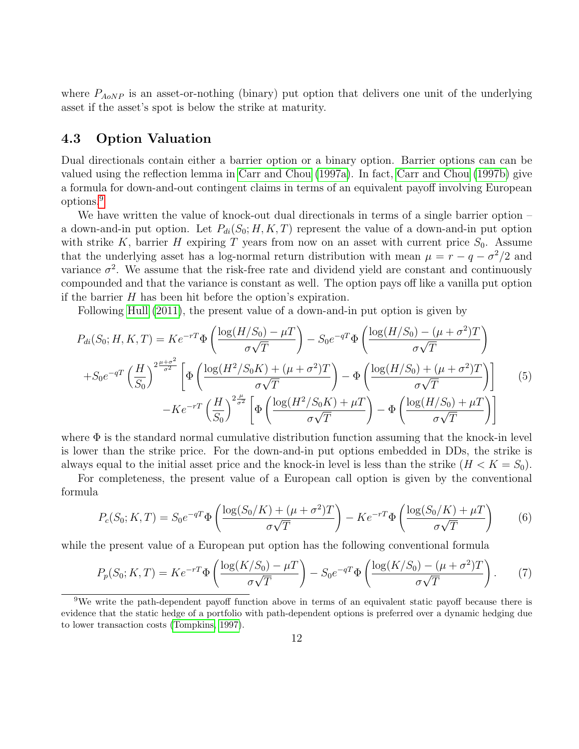where $P_{AoNP}$ is an asset-or-nothing (binary) put option that delivers one unit of the underlying asset if the asset's spot is below the strike at maturity.

## 4.3 Option Valuation

Dual directionals contain either a barrier option or a binary option. Barrier options can can be valued using the reflection lemma in Carr and Chou (1997a). In fact, Carr and Chou (1997b) give a formula for down-and-out contingent claims in terms of an equivalent payoff involving European options.[9]

We have written the value of knock-out dual directionals in terms of a single barrier option – a down-and-in put option. Let $P_{di}(S_0; H, K, T)$ represent the value of a down-and-in put option with strike $K$, barrier $H$ expiring $T$ years from now on an asset with current price $S_0$. Assume that the underlying asset has a log-normal return distribution with mean $\mu = r - q - \sigma^2/2$ and variance $\sigma^2$. We assume that the risk-free rate and dividend yield are constant and continuously compounded and that the variance is constant as well. The option pays off like a vanilla put option if the barrier $H$ has been hit before the option's expiration.

Following Hull (2011), the present value of a down-and-in put option is given by

$$
\begin{aligned}
P_{di}(S_0; H, K, T) &= Ke^{-rT}\Phi\left(\frac{\log(H/S_0) - \mu T}{\sigma\sqrt{T}}\right) - S_0 e^{-qT}\Phi\left(\frac{\log(H/S_0) - (\mu + \sigma^2)T}{\sigma\sqrt{T}}\right) \\
&+ S_0 e^{-qT}\left(\frac{H}{S_0}\right)^{2\frac{\mu+\sigma^2}{\sigma^2}}\left[\Phi\left(\frac{\log(H^2/S_0K) + (\mu + \sigma^2)T}{\sigma\sqrt{T}}\right) - \Phi\left(\frac{\log(H/S_0) + (\mu + \sigma^2)T}{\sigma\sqrt{T}}\right)\right] \\
&- Ke^{-rT}\left(\frac{H}{S_0}\right)^{2\frac{\mu}{\sigma^2}}\left[\Phi\left(\frac{\log(H^2/S_0K) + \mu T}{\sigma\sqrt{T}}\right) - \Phi\left(\frac{\log(H/S_0) + \mu T}{\sigma\sqrt{T}}\right)\right]
\end{aligned} \tag{5}
$$

where $\Phi$ is the standard normal cumulative distribution function assuming that the knock-in level is lower than the strike price. For the down-and-in put options embedded in DDs, the strike is always equal to the initial asset price and the knock-in level is less than the strike ($H < K = S_0$).

For completeness, the present value of a European call option is given by the conventional formula

$$
P_c(S_0; K, T) = S_0 e^{-qT}\Phi\left(\frac{\log(S_0/K) + (\mu + \sigma^2)T}{\sigma\sqrt{T}}\right) - Ke^{-rT}\Phi\left(\frac{\log(S_0/K) + \mu T}{\sigma\sqrt{T}}\right) \tag{6}
$$

while the present value of a European put option has the following conventional formula

$$
P_p(S_0; K, T) = Ke^{-rT}\Phi\left(\frac{\log(K/S_0) - \mu T}{\sigma\sqrt{T}}\right) - S_0 e^{-qT}\Phi\left(\frac{\log(K/S_0) - (\mu + \sigma^2)T}{\sigma\sqrt{T}}\right). \tag{7}
$$

[9] We write the path-dependent payoff function above in terms of an equivalent static payoff because there is evidence that the static hedge of a portfolio with path-dependent options is preferred over a dynamic hedging due to lower transaction costs (Tompkins, 1997).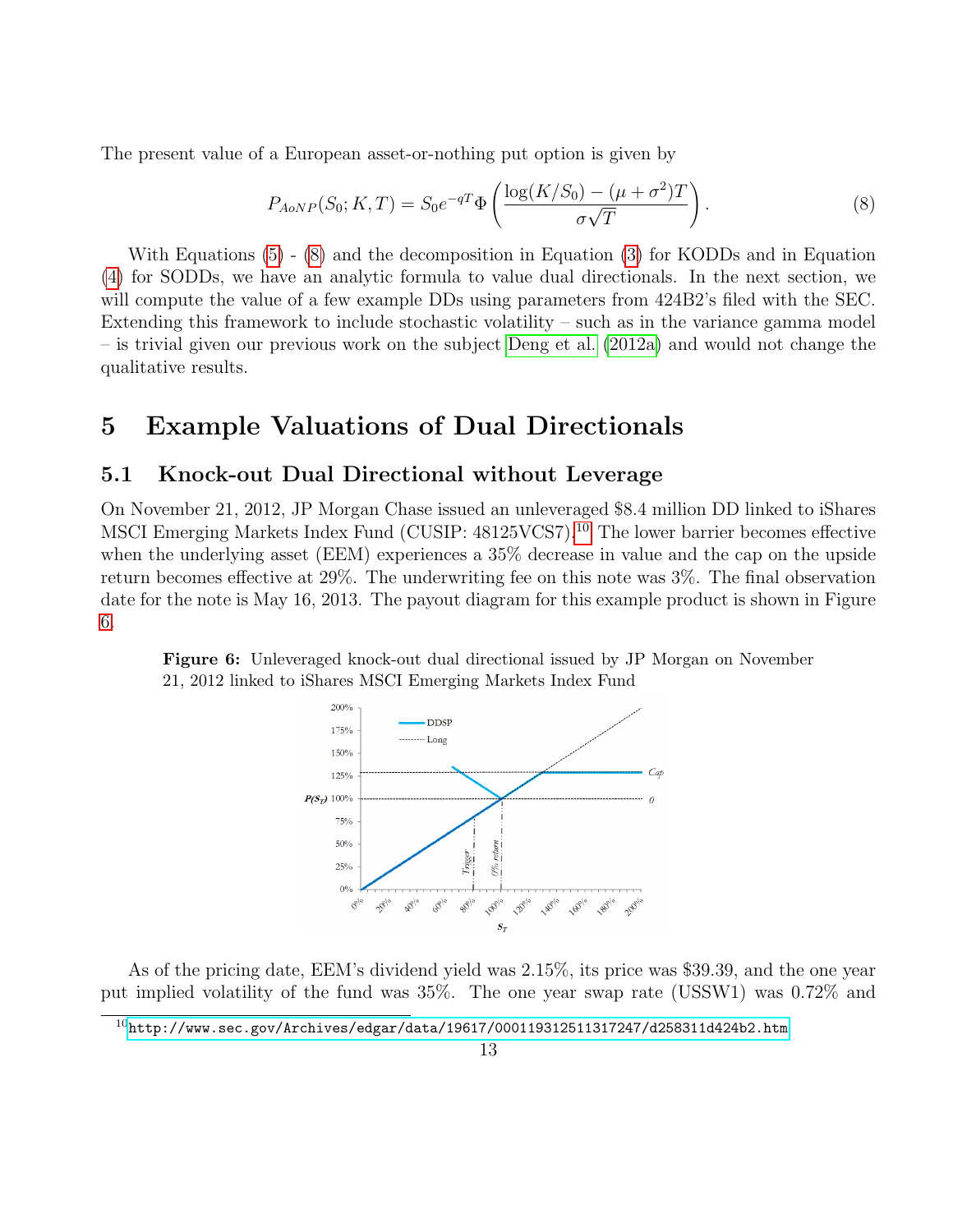The present value of a European asset-or-nothing put option is given by

$$P_{AoNP}(S_0; K, T) = S_0 e^{-qT} \Phi\left(\frac{\log(K/S_0) - (\mu + \sigma^2)T}{\sigma\sqrt{T}}\right). \tag{8}$$

With Equations (5) - (8) and the decomposition in Equation (3) for KODDs and in Equation (4) for SODDs, we have an analytic formula to value dual directionals. In the next section, we will compute the value of a few example DDs using parameters from 424B2's filed with the SEC. Extending this framework to include stochastic volatility – such as in the variance gamma model – is trivial given our previous work on the subject Deng et al. (2012a) and would not change the qualitative results.

# 5 Example Valuations of Dual Directionals

## 5.1 Knock-out Dual Directional without Leverage

On November 21, 2012, JP Morgan Chase issued an unleveraged $8.4 million DD linked to iShares MSCI Emerging Markets Index Fund (CUSIP: 48125VCS7).[10] The lower barrier becomes effective when the underlying asset (EEM) experiences a 35% decrease in value and the cap on the upside return becomes effective at 29%. The underwriting fee on this note was 3%. The final observation date for the note is May 16, 2013. The payout diagram for this example product is shown in Figure 6.

**Figure 6:** Unleveraged knock-out dual directional issued by JP Morgan on November 21, 2012 linked to iShares MSCI Emerging Markets Index Fund

As of the pricing date, EEM's dividend yield was 2.15%, its price was $39.39, and the one year put implied volatility of the fund was 35%. The one year swap rate (USSW1) was 0.72% and

[10] http://www.sec.gov/Archives/edgar/data/19617/000119312511317247/d258311d424b2.htm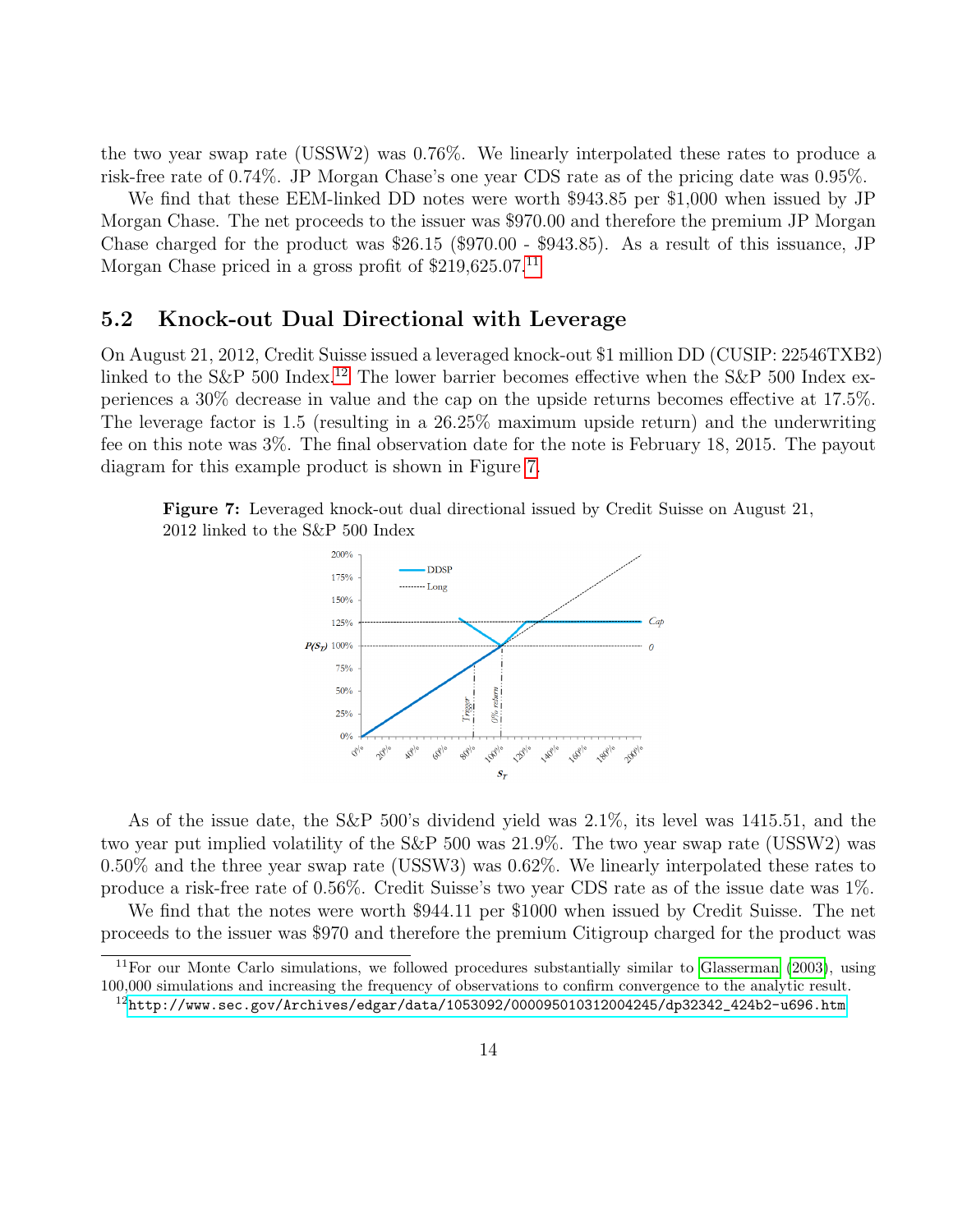the two year swap rate (USSW2) was 0.76%. We linearly interpolated these rates to produce a risk-free rate of 0.74%. JP Morgan Chase's one year CDS rate as of the pricing date was 0.95%.

We find that these EEM-linked DD notes were worth \$943.85 per \$1,000 when issued by JP Morgan Chase. The net proceeds to the issuer was \$970.00 and therefore the premium JP Morgan Chase charged for the product was \$26.15 (\$970.00 - \$943.85). As a result of this issuance, JP Morgan Chase priced in a gross profit of \$219,625.07.[11]

## 5.2 Knock-out Dual Directional with Leverage

On August 21, 2012, Credit Suisse issued a leveraged knock-out \$1 million DD (CUSIP: 22546TXB2) linked to the S&P 500 Index.[12] The lower barrier becomes effective when the S&P 500 Index experiences a 30% decrease in value and the cap on the upside returns becomes effective at 17.5%. The leverage factor is 1.5 (resulting in a 26.25% maximum upside return) and the underwriting fee on this note was 3%. The final observation date for the note is February 18, 2015. The payout diagram for this example product is shown in Figure 7.

**Figure 7:** Leveraged knock-out dual directional issued by Credit Suisse on August 21, 2012 linked to the S&P 500 Index

As of the issue date, the S&P 500's dividend yield was 2.1%, its level was 1415.51, and the two year put implied volatility of the S&P 500 was 21.9%. The two year swap rate (USSW2) was 0.50% and the three year swap rate (USSW3) was 0.62%. We linearly interpolated these rates to produce a risk-free rate of 0.56%. Credit Suisse's two year CDS rate as of the issue date was 1%.

We find that the notes were worth \$944.11 per \$1000 when issued by Credit Suisse. The net proceeds to the issuer was \$970 and therefore the premium Citigroup charged for the product was

[11] For our Monte Carlo simulations, we followed procedures substantially similar to Glasserman (2003), using 100,000 simulations and increasing the frequency of observations to confirm convergence to the analytic result.

[12] http://www.sec.gov/Archives/edgar/data/1053092/000095010312004245/dp32342_424b2-u696.htm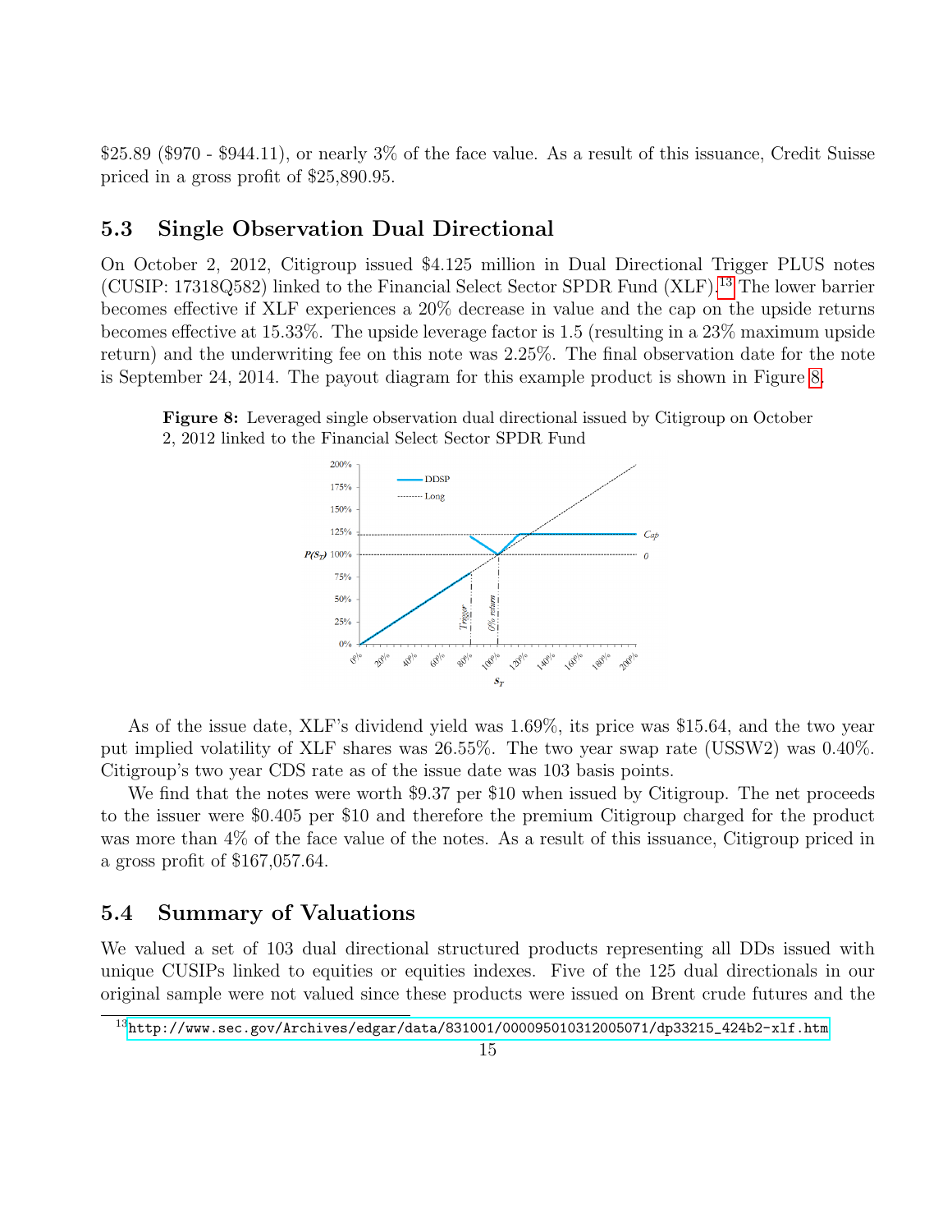$25.89 ($970 - $944.11), or nearly 3% of the face value. As a result of this issuance, Credit Suisse priced in a gross profit of $25,890.95.

## 5.3 Single Observation Dual Directional

On October 2, 2012, Citigroup issued $4.125 million in Dual Directional Trigger PLUS notes (CUSIP: 17318Q582) linked to the Financial Select Sector SPDR Fund (XLF).[13] The lower barrier becomes effective if XLF experiences a 20% decrease in value and the cap on the upside returns becomes effective at 15.33%. The upside leverage factor is 1.5 (resulting in a 23% maximum upside return) and the underwriting fee on this note was 2.25%. The final observation date for the note is September 24, 2014. The payout diagram for this example product is shown in Figure 8.

**Figure 8:** Leveraged single observation dual directional issued by Citigroup on October 2, 2012 linked to the Financial Select Sector SPDR Fund

As of the issue date, XLF's dividend yield was 1.69%, its price was $15.64, and the two year put implied volatility of XLF shares was 26.55%. The two year swap rate (USSW2) was 0.40%. Citigroup's two year CDS rate as of the issue date was 103 basis points.

We find that the notes were worth $9.37 per $10 when issued by Citigroup. The net proceeds to the issuer were $0.405 per $10 and therefore the premium Citigroup charged for the product was more than 4% of the face value of the notes. As a result of this issuance, Citigroup priced in a gross profit of $167,057.64.

## 5.4 Summary of Valuations

We valued a set of 103 dual directional structured products representing all DDs issued with unique CUSIPs linked to equities or equities indexes. Five of the 125 dual directionals in our original sample were not valued since these products were issued on Brent crude futures and the

[13] http://www.sec.gov/Archives/edgar/data/831001/000095010312005071/dp33215_424b2-xlf.htm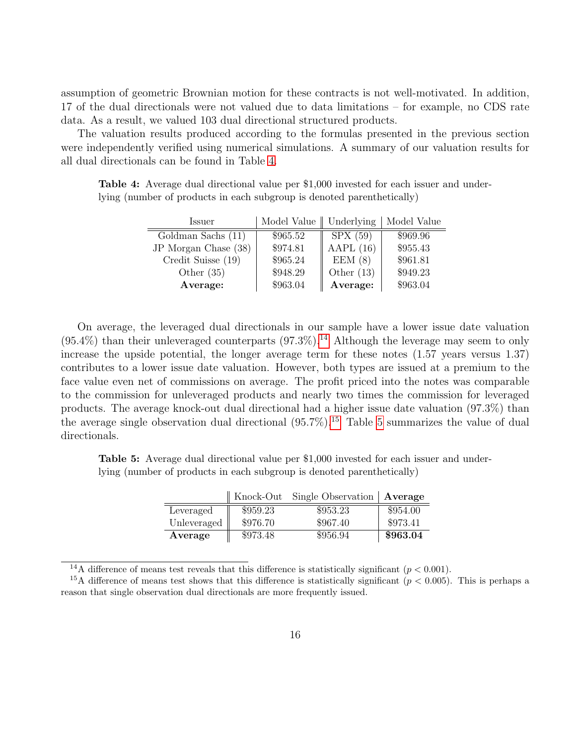assumption of geometric Brownian motion for these contracts is not well-motivated. In addition, 17 of the dual directionals were not valued due to data limitations – for example, no CDS rate data. As a result, we valued 103 dual directional structured products.

The valuation results produced according to the formulas presented in the previous section were independently verified using numerical simulations. A summary of our valuation results for all dual directionals can be found in Table 4.

**Table 4:** Average dual directional value per $1,000 invested for each issuer and underlying (number of products in each subgroup is denoted parenthetically)

| Issuer | Model Value | Underlying | Model Value |
|---|---|---|---|
| Goldman Sachs (11) | $965.52 | SPX (59) | $969.96 |
| JP Morgan Chase (38) | $974.81 | AAPL (16) | $955.43 |
| Credit Suisse (19) | $965.24 | EEM (8) | $961.81 |
| Other (35) | $948.29 | Other (13) | $949.23 |
| **Average:** | $963.04 | **Average:** | $963.04 |

On average, the leveraged dual directionals in our sample have a lower issue date valuation (95.4%) than their unleveraged counterparts (97.3%).[14] Although the leverage may seem to only increase the upside potential, the longer average term for these notes (1.57 years versus 1.37) contributes to a lower issue date valuation. However, both types are issued at a premium to the face value even net of commissions on average. The profit priced into the notes was comparable to the commission for unleveraged products and nearly two times the commission for leveraged products. The average knock-out dual directional had a higher issue date valuation (97.3%) than the average single observation dual directional (95.7%).[15] Table 5 summarizes the value of dual directionals.

**Table 5:** Average dual directional value per $1,000 invested for each issuer and underlying (number of products in each subgroup is denoted parenthetically)

| | Knock-Out | Single Observation | **Average** |
|---|---|---|---|
| Leveraged | $959.23 | $953.23 | $954.00 |
| Unleveraged | $976.70 | $967.40 | $973.41 |
| **Average** | $973.48 | $956.94 | **$963.04** |

[14] A difference of means test reveals that this difference is statistically significant ($p < 0.001$).

[15] A difference of means test shows that this difference is statistically significant ($p < 0.005$). This is perhaps a reason that single observation dual directionals are more frequently issued.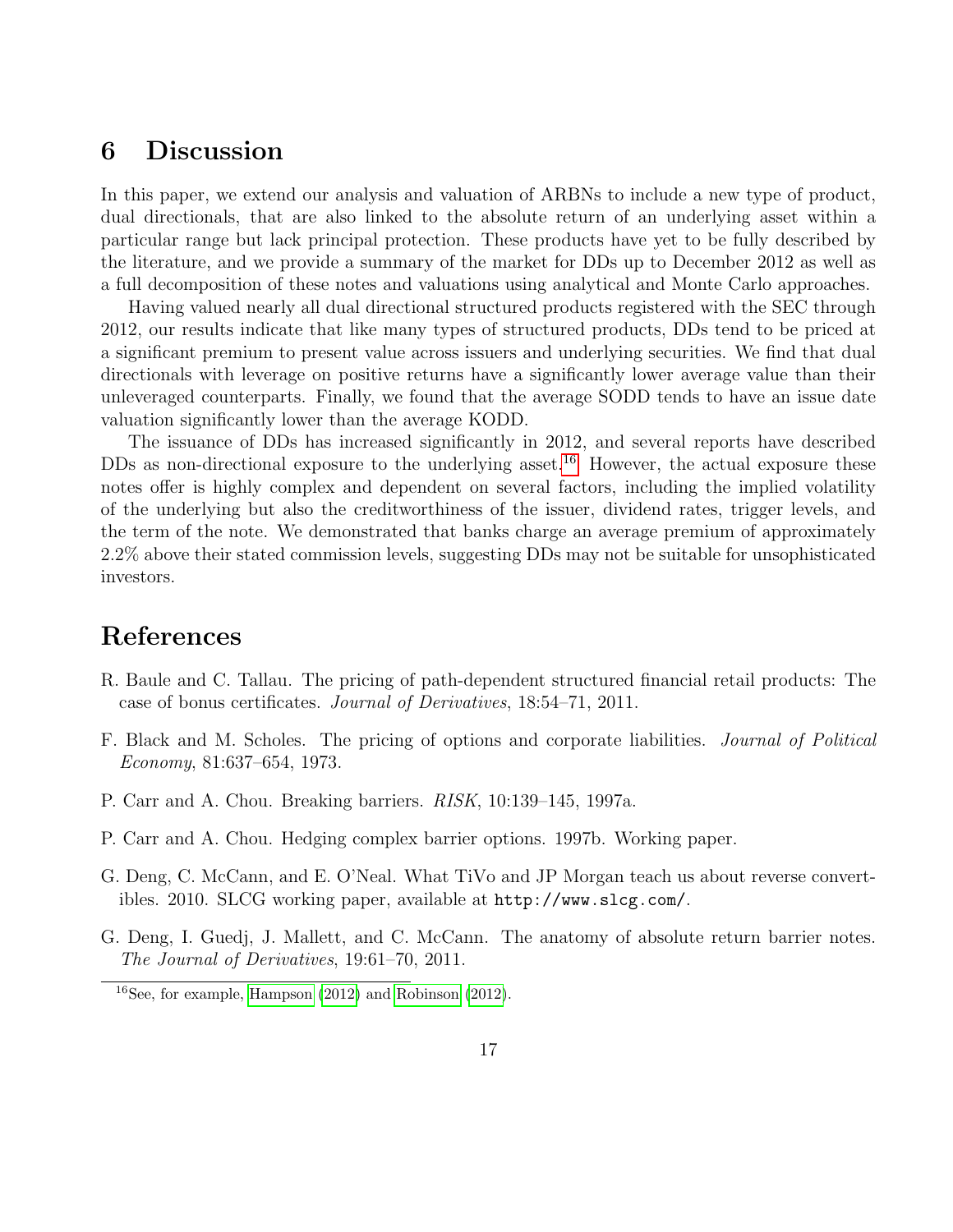# 6 Discussion

In this paper, we extend our analysis and valuation of ARBNs to include a new type of product, dual directionals, that are also linked to the absolute return of an underlying asset within a particular range but lack principal protection. These products have yet to be fully described by the literature, and we provide a summary of the market for DDs up to December 2012 as well as a full decomposition of these notes and valuations using analytical and Monte Carlo approaches.

Having valued nearly all dual directional structured products registered with the SEC through 2012, our results indicate that like many types of structured products, DDs tend to be priced at a significant premium to present value across issuers and underlying securities. We find that dual directionals with leverage on positive returns have a significantly lower average value than their unleveraged counterparts. Finally, we found that the average SODD tends to have an issue date valuation significantly lower than the average KODD.

The issuance of DDs has increased significantly in 2012, and several reports have described DDs as non-directional exposure to the underlying asset.[16] However, the actual exposure these notes offer is highly complex and dependent on several factors, including the implied volatility of the underlying but also the creditworthiness of the issuer, dividend rates, trigger levels, and the term of the note. We demonstrated that banks charge an average premium of approximately 2.2% above their stated commission levels, suggesting DDs may not be suitable for unsophisticated investors.

# References

R. Baule and C. Tallau. The pricing of path-dependent structured financial retail products: The case of bonus certificates. *Journal of Derivatives*, 18:54–71, 2011.

F. Black and M. Scholes. The pricing of options and corporate liabilities. *Journal of Political Economy*, 81:637–654, 1973.

P. Carr and A. Chou. Breaking barriers. *RISK*, 10:139–145, 1997a.

P. Carr and A. Chou. Hedging complex barrier options. 1997b. Working paper.

G. Deng, C. McCann, and E. O'Neal. What TiVo and JP Morgan teach us about reverse convertibles. 2010. SLCG working paper, available at `http://www.slcg.com/`.

G. Deng, I. Guedj, J. Mallett, and C. McCann. The anatomy of absolute return barrier notes. *The Journal of Derivatives*, 19:61–70, 2011.

[16] See, for example, Hampson (2012) and Robinson (2012).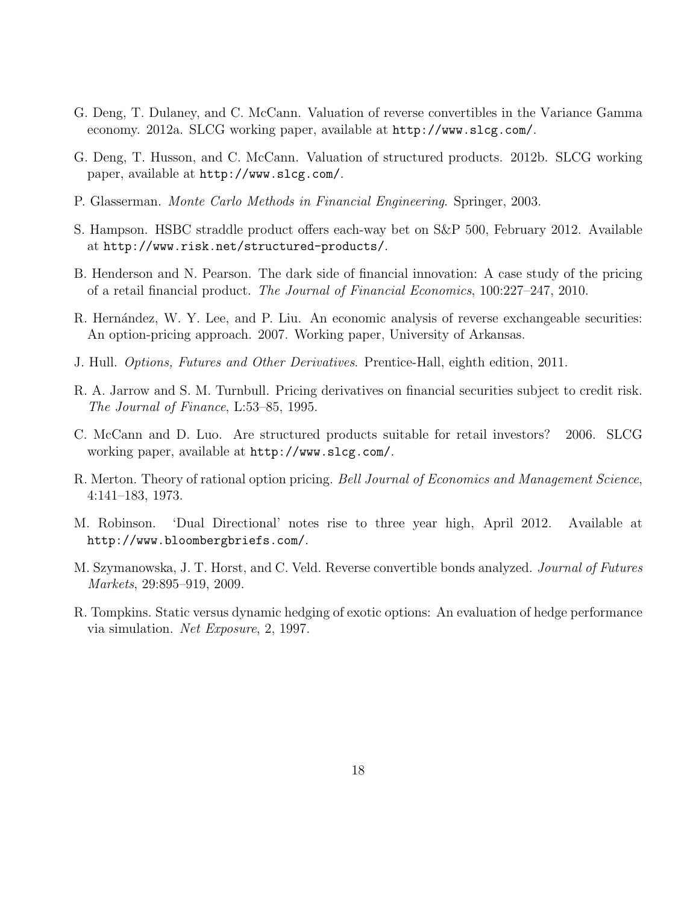G. Deng, T. Dulaney, and C. McCann. Valuation of reverse convertibles in the Variance Gamma economy. 2012a. SLCG working paper, available at http://www.slcg.com/.

G. Deng, T. Husson, and C. McCann. Valuation of structured products. 2012b. SLCG working paper, available at http://www.slcg.com/.

P. Glasserman. *Monte Carlo Methods in Financial Engineering*. Springer, 2003.

S. Hampson. HSBC straddle product offers each-way bet on S&P 500, February 2012. Available at http://www.risk.net/structured-products/.

B. Henderson and N. Pearson. The dark side of financial innovation: A case study of the pricing of a retail financial product. *The Journal of Financial Economics*, 100:227–247, 2010.

R. Hernández, W. Y. Lee, and P. Liu. An economic analysis of reverse exchangeable securities: An option-pricing approach. 2007. Working paper, University of Arkansas.

J. Hull. *Options, Futures and Other Derivatives*. Prentice-Hall, eighth edition, 2011.

R. A. Jarrow and S. M. Turnbull. Pricing derivatives on financial securities subject to credit risk. *The Journal of Finance*, L:53–85, 1995.

C. McCann and D. Luo. Are structured products suitable for retail investors? 2006. SLCG working paper, available at http://www.slcg.com/.

R. Merton. Theory of rational option pricing. *Bell Journal of Economics and Management Science*, 4:141–183, 1973.

M. Robinson. 'Dual Directional' notes rise to three year high, April 2012. Available at http://www.bloombergbriefs.com/.

M. Szymanowska, J. T. Horst, and C. Veld. Reverse convertible bonds analyzed. *Journal of Futures Markets*, 29:895–919, 2009.

R. Tompkins. Static versus dynamic hedging of exotic options: An evaluation of hedge performance via simulation. *Net Exposure*, 2, 1997.